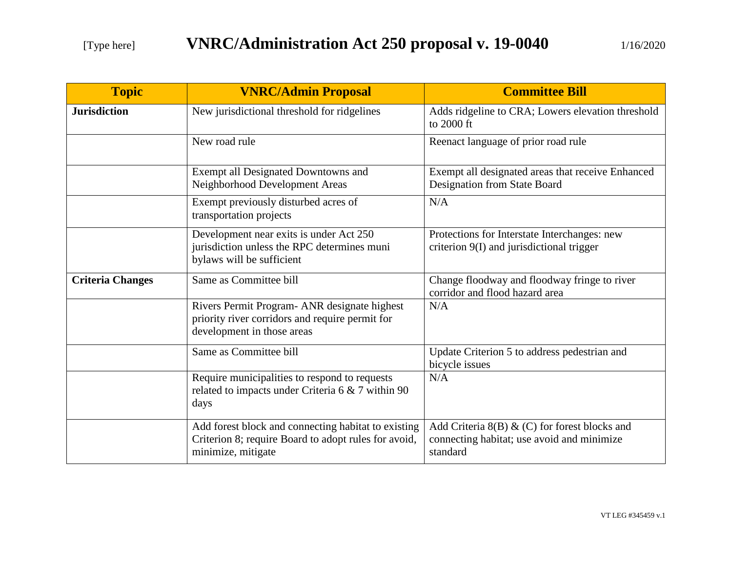# VNRC/Administration Act 250 proposal v. 19-0040

1/16/2020

| Topic | VNRC/Admin Proposal | Committee Bill |
|---|---|---|
| **Jurisdiction** | New jurisdictional threshold for ridgelines | Adds ridgeline to CRA; Lowers elevation threshold to 2000 ft |
| | New road rule | Reenact language of prior road rule |
| | Exempt all Designated Downtowns and Neighborhood Development Areas | Exempt all designated areas that receive Enhanced Designation from State Board |
| | Exempt previously disturbed acres of transportation projects | N/A |
| | Development near exits is under Act 250 jurisdiction unless the RPC determines muni bylaws will be sufficient | Protections for Interstate Interchanges: new criterion 9(I) and jurisdictional trigger |
| **Criteria Changes** | Same as Committee bill | Change floodway and floodway fringe to river corridor and flood hazard area |
| | Rivers Permit Program- ANR designate highest priority river corridors and require permit for development in those areas | N/A |
| | Same as Committee bill | Update Criterion 5 to address pedestrian and bicycle issues |
| | Require municipalities to respond to requests related to impacts under Criteria 6 & 7 within 90 days | N/A |
| | Add forest block and connecting habitat to existing Criterion 8; require Board to adopt rules for avoid, minimize, mitigate | Add Criteria 8(B) & (C) for forest blocks and connecting habitat; use avoid and minimize standard |

VT LEG #345459 v.1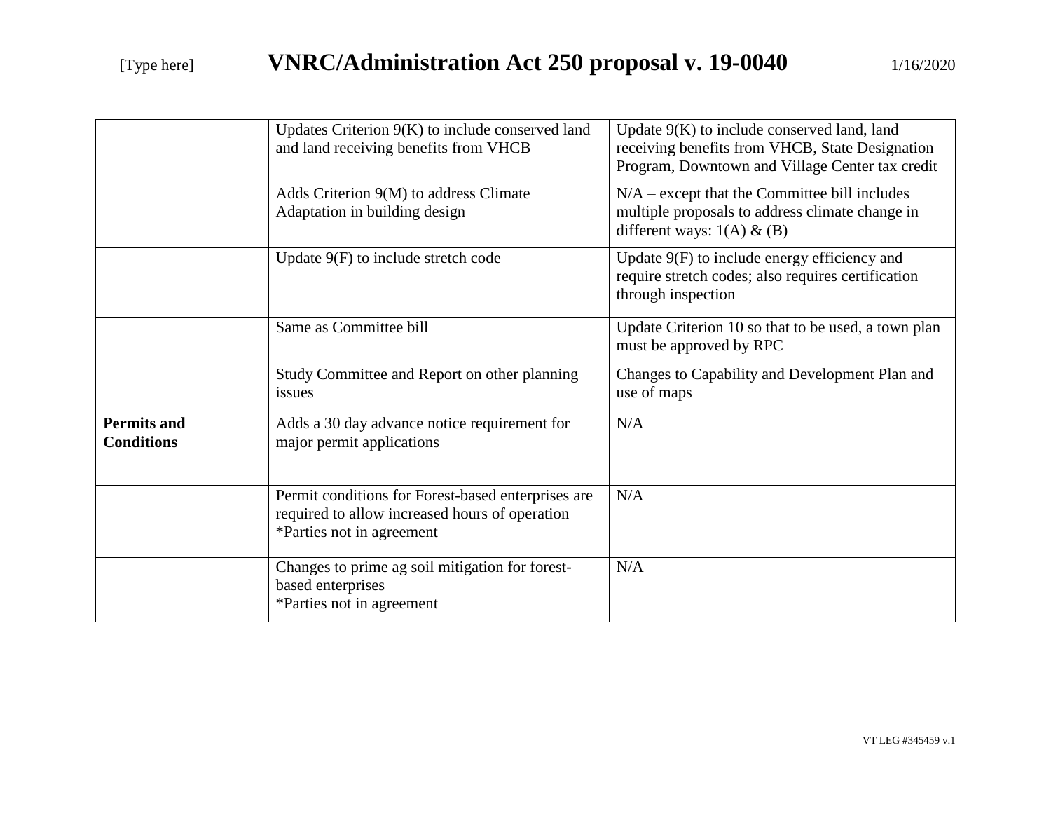| | | |
|---|---|---|
| | Updates Criterion 9(K) to include conserved land and land receiving benefits from VHCB | Update 9(K) to include conserved land, land receiving benefits from VHCB, State Designation Program, Downtown and Village Center tax credit |
| | Adds Criterion 9(M) to address Climate Adaptation in building design | N/A – except that the Committee bill includes multiple proposals to address climate change in different ways: 1(A) & (B) |
| | Update 9(F) to include stretch code | Update 9(F) to include energy efficiency and require stretch codes; also requires certification through inspection |
| | Same as Committee bill | Update Criterion 10 so that to be used, a town plan must be approved by RPC |
| | Study Committee and Report on other planning issues | Changes to Capability and Development Plan and use of maps |
| **Permits and Conditions** | Adds a 30 day advance notice requirement for major permit applications | N/A |
| | Permit conditions for Forest-based enterprises are required to allow increased hours of operation<br>*Parties not in agreement | N/A |
| | Changes to prime ag soil mitigation for forest-based enterprises<br>*Parties not in agreement | N/A |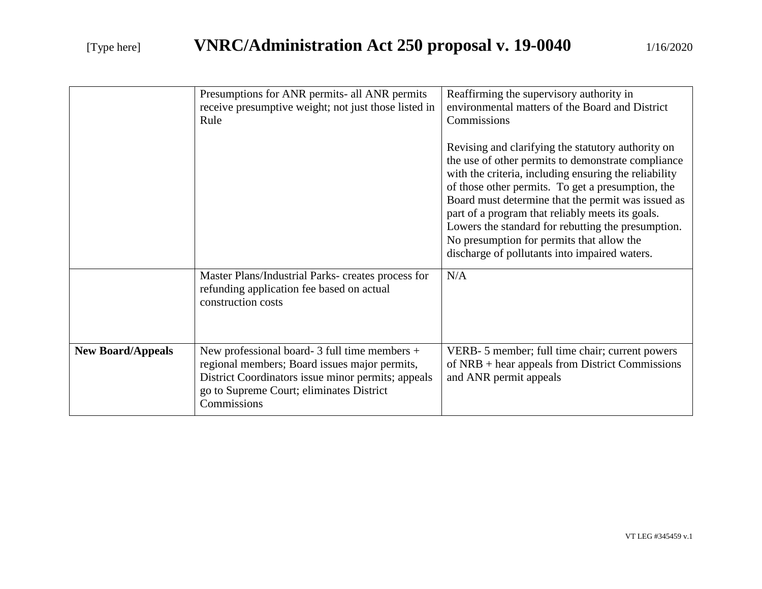| | | |
|---|---|---|
| | Presumptions for ANR permits- all ANR permits receive presumptive weight; not just those listed in Rule | Reaffirming the supervisory authority in environmental matters of the Board and District Commissions<br><br>Revising and clarifying the statutory authority on the use of other permits to demonstrate compliance with the criteria, including ensuring the reliability of those other permits. To get a presumption, the Board must determine that the permit was issued as part of a program that reliably meets its goals. Lowers the standard for rebutting the presumption. No presumption for permits that allow the discharge of pollutants into impaired waters. |
| | Master Plans/Industrial Parks- creates process for refunding application fee based on actual construction costs | N/A |
| **New Board/Appeals** | New professional board- 3 full time members + regional members; Board issues major permits, District Coordinators issue minor permits; appeals go to Supreme Court; eliminates District Commissions | VERB- 5 member; full time chair; current powers of NRB + hear appeals from District Commissions and ANR permit appeals |